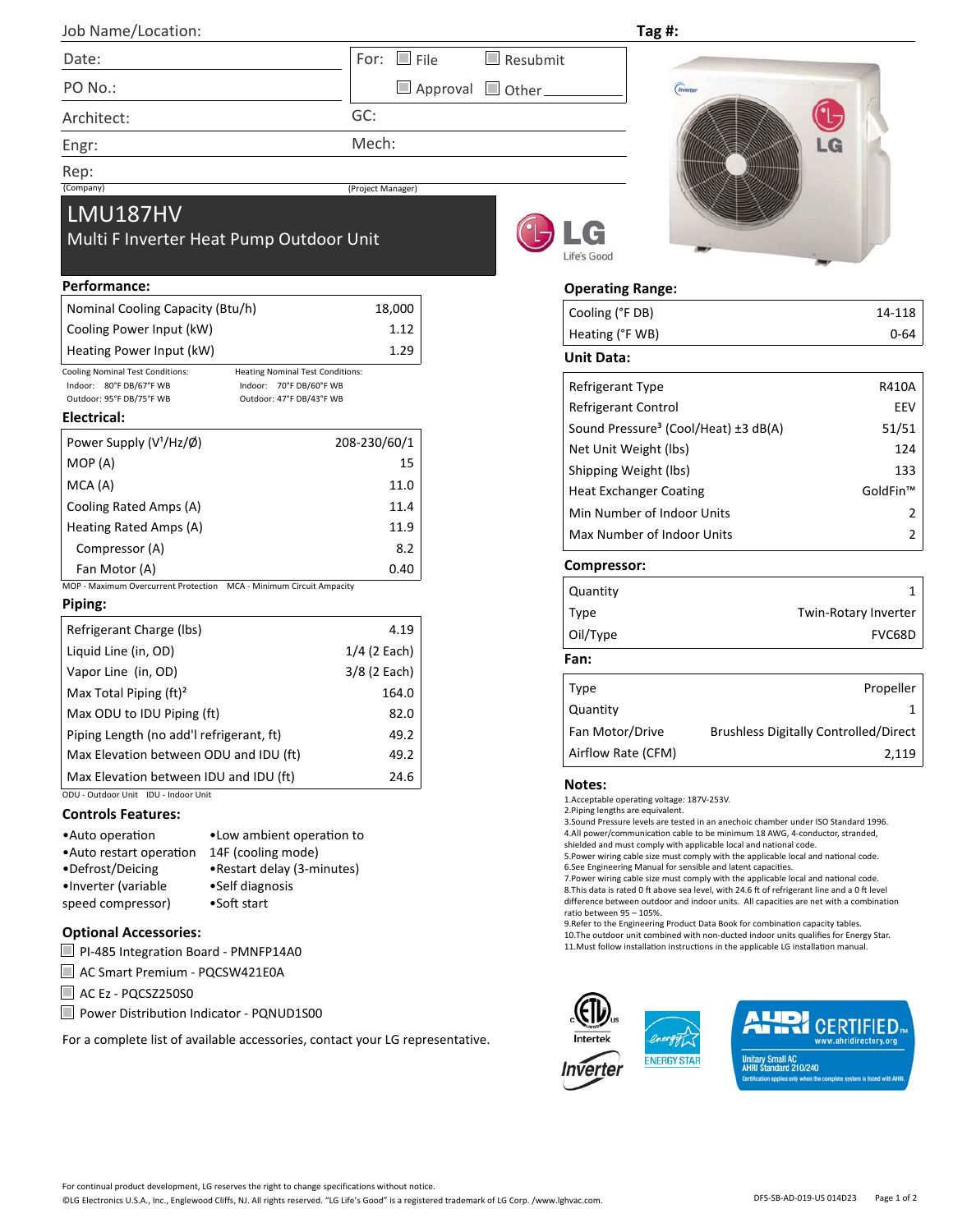Job Name/Location: Tag #:

| Date: | For: ☐ File ☐ Resubmit |
|---|---|
| PO No.: | ☐ Approval ☐ Other |
| Architect: | GC: |
| Engr: | Mech: |
| Rep: (Company) | (Project Manager) |

# LMU187HV

## Multi F Inverter Heat Pump Outdoor Unit

LG Life's Good

### Performance:

| | |
|---|---|
| Nominal Cooling Capacity (Btu/h) | 18,000 |
| Cooling Power Input (kW) | 1.12 |
| Heating Power Input (kW) | 1.29 |

Cooling Nominal Test Conditions:
Indoor: 80°F DB/67°F WB
Outdoor: 95°F DB/75°F WB

Heating Nominal Test Conditions:
Indoor: 70°F DB/60°F WB
Outdoor: 47°F DB/43°F WB

### Electrical:

| | |
|---|---|
| Power Supply (V[1]/Hz/Ø) | 208-230/60/1 |
| MOP (A) | 15 |
| MCA (A) | 11.0 |
| Cooling Rated Amps (A) | 11.4 |
| Heating Rated Amps (A) | 11.9 |
| Compressor (A) | 8.2 |
| Fan Motor (A) | 0.40 |

MOP - Maximum Overcurrent Protection MCA - Minimum Circuit Ampacity

### Piping:

| | |
|---|---|
| Refrigerant Charge (lbs) | 4.19 |
| Liquid Line (in, OD) | 1/4 (2 Each) |
| Vapor Line (in, OD) | 3/8 (2 Each) |
| Max Total Piping (ft)[2] | 164.0 |
| Max ODU to IDU Piping (ft) | 82.0 |
| Piping Length (no add'l refrigerant, ft) | 49.2 |
| Max Elevation between ODU and IDU (ft) | 49.2 |
| Max Elevation between IDU and IDU (ft) | 24.6 |

ODU - Outdoor Unit IDU - Indoor Unit

### Controls Features:

- Auto operation
- Auto restart operation
- Defrost/Deicing
- Inverter (variable speed compressor)
- Low ambient operation to 14F (cooling mode)
- Restart delay (3-minutes)
- Self diagnosis
- Soft start

### Optional Accessories:

- ☐ PI-485 Integration Board - PMNFP14A0
- ☐ AC Smart Premium - PQCSW421E0A
- ☐ AC Ez - PQCSZ250S0
- ☐ Power Distribution Indicator - PQNUD1S00

For a complete list of available accessories, contact your LG representative.

### Operating Range:

| | |
|---|---|
| Cooling (°F DB) | 14-118 |
| Heating (°F WB) | 0-64 |

### Unit Data:

| | |
|---|---|
| Refrigerant Type | R410A |
| Refrigerant Control | EEV |
| Sound Pressure[3] (Cool/Heat) ±3 dB(A) | 51/51 |
| Net Unit Weight (lbs) | 124 |
| Shipping Weight (lbs) | 133 |
| Heat Exchanger Coating | GoldFin™ |
| Min Number of Indoor Units | 2 |
| Max Number of Indoor Units | 2 |

### Compressor:

| | |
|---|---|
| Quantity | 1 |
| Type | Twin-Rotary Inverter |
| Oil/Type | FVC68D |

### Fan:

| | |
|---|---|
| Type | Propeller |
| Quantity | 1 |
| Fan Motor/Drive | Brushless Digitally Controlled/Direct |
| Airflow Rate (CFM) | 2,119 |

### Notes:

1. Acceptable operating voltage: 187V-253V.
2. Piping lengths are equivalent.
3. Sound Pressure levels are tested in an anechoic chamber under ISO Standard 1996.
4. All power/communication cable to be minimum 18 AWG, 4-conductor, stranded, shielded and must comply with applicable local and national code.
5. Power wiring cable size must comply with the applicable local and national code.
6. See Engineering Manual for sensible and latent capacities.
7. Power wiring cable size must comply with the applicable local and national code.
8. This data is rated 0 ft above sea level, with 24.6 ft of refrigerant line and a 0 ft level difference between outdoor and indoor units. All capacities are net with a combination ratio between 95 – 105%.
9. Refer to the Engineering Product Data Book for combination capacity tables.
10. The outdoor unit combined with non-ducted indoor units qualifies for Energy Star.
11. Must follow installation instructions in the applicable LG installation manual.

Intertek ETL Listed US · Inverter · ENERGY STAR · AHRI CERTIFIED™ www.ahridirectory.org — Unitary Small AC AHRI Standard 210/240 — Certification applies only when the complete system is listed with AHRI.

For continual product development, LG reserves the right to change specifications without notice.
©LG Electronics U.S.A., Inc., Englewood Cliffs, NJ. All rights reserved. "LG Life's Good" is a registered trademark of LG Corp. /www.lghvac.com.

DFS-SB-AD-019-US 014D23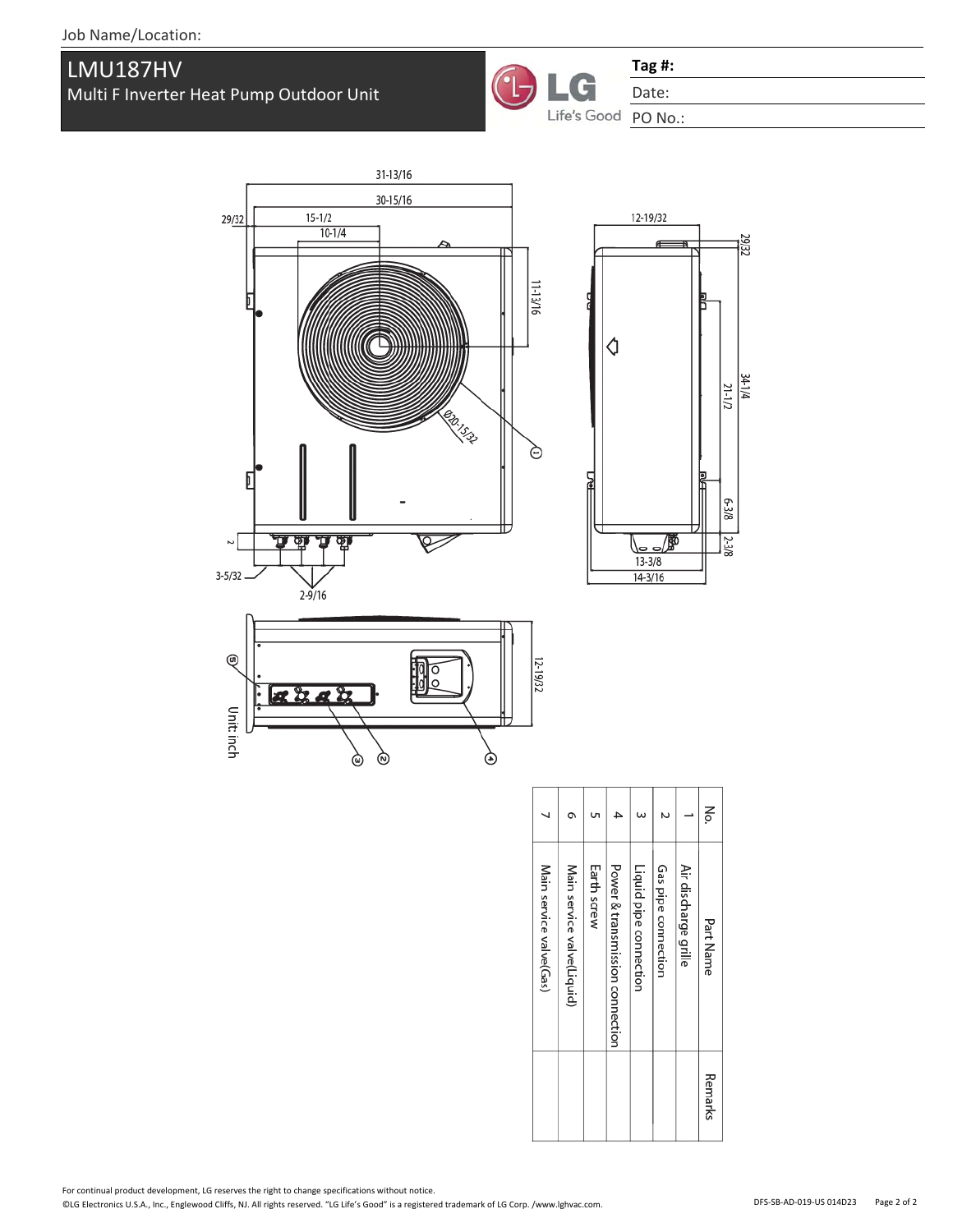Job Name/Location:

# LMU187HV

Multi F Inverter Heat Pump Outdoor Unit

**Tag #:**

Date:

PO No.:

31-13/16

30-15/16

29/32

15-1/2

10-1/4

11-13/16

Ø20-15/32

12-19/32

29/32

34-1/4

21-1/2

6-3/8

2-3/8

13-3/8

14-3/16

2

3-5/32

2-9/16

12-19/32

Unit: inch

| No. | Part Name | Remarks |
|---|---|---|
| 1 | Air discharge grille | |
| 2 | Gas pipe connection | |
| 3 | Liquid pipe connection | |
| 4 | Power & transmission connection | |
| 5 | Earth screw | |
| 6 | Main service valve(Liquid) | |
| 7 | Main service valve(Gas) | |

For continual product development, LG reserves the right to change specifications without notice.

©LG Electronics U.S.A., Inc., Englewood Cliffs, NJ. All rights reserved. "LG Life's Good" is a registered trademark of LG Corp. /www.lghvac.com.

DFS-SB-AD-019-US 014D23